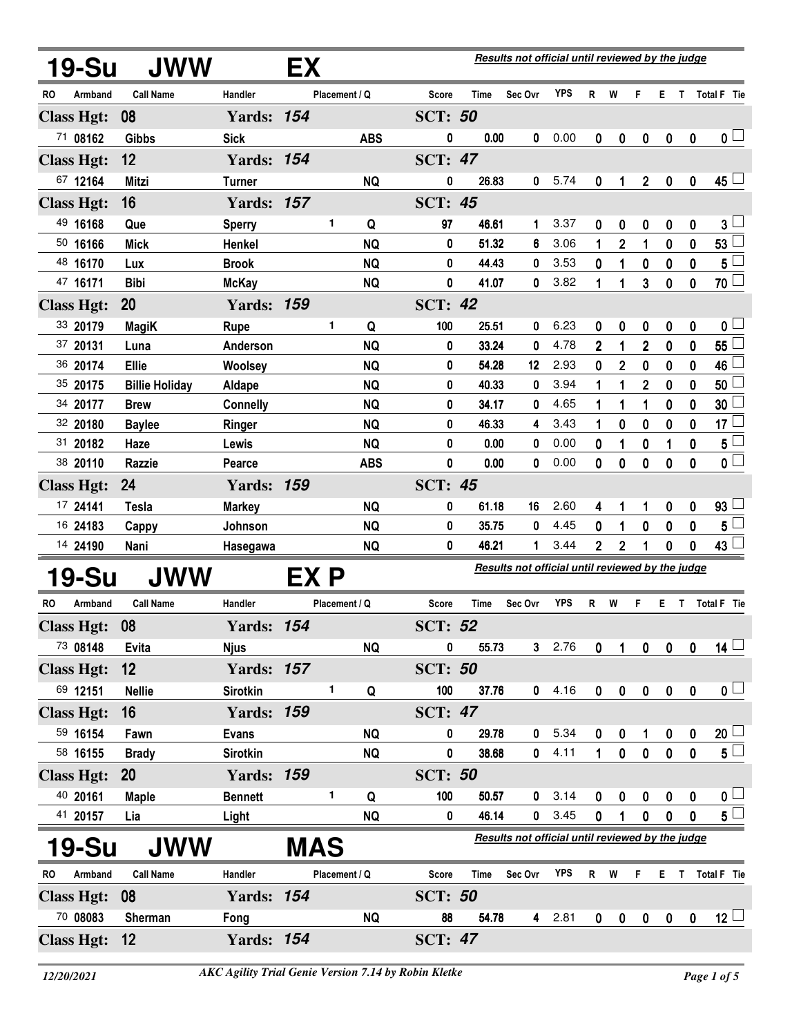## 19-Su JWW EX

*Results not official until reviewed by the judge*

| RO | Armband | Call Name | Handler | Placement / Q | | Score | Time | Sec Ovr | YPS | R | W | F | E | T | Total F | Tie |
|---|---|---|---|---|---|---|---|---|---|---|---|---|---|---|---|---|
| **Class Hgt: 08** | | | **Yards: 154** | | | **SCT: 50** | | | | | | | | | | |
| 71 | 08162 | Gibbs | Sick | | ABS | 0 | 0.00 | 0 | 0.00 | 0 | 0 | 0 | 0 | 0 | 0 | ☐ |
| **Class Hgt: 12** | | | **Yards: 154** | | | **SCT: 47** | | | | | | | | | | |
| 67 | 12164 | Mitzi | Turner | | NQ | 0 | 26.83 | 0 | 5.74 | 0 | 1 | 2 | 0 | 0 | 45 | ☐ |
| **Class Hgt: 16** | | | **Yards: 157** | | | **SCT: 45** | | | | | | | | | | |
| 49 | 16168 | Que | Sperry | 1 | Q | 97 | 46.61 | 1 | 3.37 | 0 | 0 | 0 | 0 | 0 | 3 | ☐ |
| 50 | 16166 | Mick | Henkel | | NQ | 0 | 51.32 | 6 | 3.06 | 1 | 2 | 1 | 0 | 0 | 53 | ☐ |
| 48 | 16170 | Lux | Brook | | NQ | 0 | 44.43 | 0 | 3.53 | 0 | 1 | 0 | 0 | 0 | 5 | ☐ |
| 47 | 16171 | Bibi | McKay | | NQ | 0 | 41.07 | 0 | 3.82 | 1 | 1 | 3 | 0 | 0 | 70 | ☐ |
| **Class Hgt: 20** | | | **Yards: 159** | | | **SCT: 42** | | | | | | | | | | |
| 33 | 20179 | MagiK | Rupe | 1 | Q | 100 | 25.51 | 0 | 6.23 | 0 | 0 | 0 | 0 | 0 | 0 | ☐ |
| 37 | 20131 | Luna | Anderson | | NQ | 0 | 33.24 | 0 | 4.78 | 2 | 1 | 2 | 0 | 0 | 55 | ☐ |
| 36 | 20174 | Ellie | Woolsey | | NQ | 0 | 54.28 | 12 | 2.93 | 0 | 2 | 0 | 0 | 0 | 46 | ☐ |
| 35 | 20175 | Billie Holiday | Aldape | | NQ | 0 | 40.33 | 0 | 3.94 | 1 | 1 | 2 | 0 | 0 | 50 | ☐ |
| 34 | 20177 | Brew | Connelly | | NQ | 0 | 34.17 | 0 | 4.65 | 1 | 1 | 1 | 0 | 0 | 30 | ☐ |
| 32 | 20180 | Baylee | Ringer | | NQ | 0 | 46.33 | 4 | 3.43 | 1 | 0 | 0 | 0 | 0 | 17 | ☐ |
| 31 | 20182 | Haze | Lewis | | NQ | 0 | 0.00 | 0 | 0.00 | 0 | 1 | 0 | 1 | 0 | 5 | ☐ |
| 38 | 20110 | Razzie | Pearce | | ABS | 0 | 0.00 | 0 | 0.00 | 0 | 0 | 0 | 0 | 0 | 0 | ☐ |
| **Class Hgt: 24** | | | **Yards: 159** | | | **SCT: 45** | | | | | | | | | | |
| 17 | 24141 | Tesla | Markey | | NQ | 0 | 61.18 | 16 | 2.60 | 4 | 1 | 1 | 0 | 0 | 93 | ☐ |
| 16 | 24183 | Cappy | Johnson | | NQ | 0 | 35.75 | 0 | 4.45 | 0 | 1 | 0 | 0 | 0 | 5 | ☐ |
| 14 | 24190 | Nani | Hasegawa | | NQ | 0 | 46.21 | 1 | 3.44 | 2 | 2 | 1 | 0 | 0 | 43 | ☐ |

## 19-Su JWW EX P

*Results not official until reviewed by the judge*

| RO | Armband | Call Name | Handler | Placement / Q | | Score | Time | Sec Ovr | YPS | R | W | F | E | T | Total F | Tie |
|---|---|---|---|---|---|---|---|---|---|---|---|---|---|---|---|---|
| **Class Hgt: 08** | | | **Yards: 154** | | | **SCT: 52** | | | | | | | | | | |
| 73 | 08148 | Evita | Njus | | NQ | 0 | 55.73 | 3 | 2.76 | 0 | 1 | 0 | 0 | 0 | 14 | ☐ |
| **Class Hgt: 12** | | | **Yards: 157** | | | **SCT: 50** | | | | | | | | | | |
| 69 | 12151 | Nellie | Sirotkin | 1 | Q | 100 | 37.76 | 0 | 4.16 | 0 | 0 | 0 | 0 | 0 | 0 | ☐ |
| **Class Hgt: 16** | | | **Yards: 159** | | | **SCT: 47** | | | | | | | | | | |
| 59 | 16154 | Fawn | Evans | | NQ | 0 | 29.78 | 0 | 5.34 | 0 | 0 | 1 | 0 | 0 | 20 | ☐ |
| 58 | 16155 | Brady | Sirotkin | | NQ | 0 | 38.68 | 0 | 4.11 | 1 | 0 | 0 | 0 | 0 | 5 | ☐ |
| **Class Hgt: 20** | | | **Yards: 159** | | | **SCT: 50** | | | | | | | | | | |
| 40 | 20161 | Maple | Bennett | 1 | Q | 100 | 50.57 | 0 | 3.14 | 0 | 0 | 0 | 0 | 0 | 0 | ☐ |
| 41 | 20157 | Lia | Light | | NQ | 0 | 46.14 | 0 | 3.45 | 0 | 1 | 0 | 0 | 0 | 5 | ☐ |

## 19-Su JWW MAS

*Results not official until reviewed by the judge*

| RO | Armband | Call Name | Handler | Placement / Q | | Score | Time | Sec Ovr | YPS | R | W | F | E | T | Total F | Tie |
|---|---|---|---|---|---|---|---|---|---|---|---|---|---|---|---|---|
| **Class Hgt: 08** | | | **Yards: 154** | | | **SCT: 50** | | | | | | | | | | |
| 70 | 08083 | Sherman | Fong | | NQ | 88 | 54.78 | 4 | 2.81 | 0 | 0 | 0 | 0 | 0 | 12 | ☐ |
| **Class Hgt: 12** | | | **Yards: 154** | | | **SCT: 47** | | | | | | | | | | |

12/20/2021 — *AKC Agility Trial Genie Version 7.14 by Robin Kletke*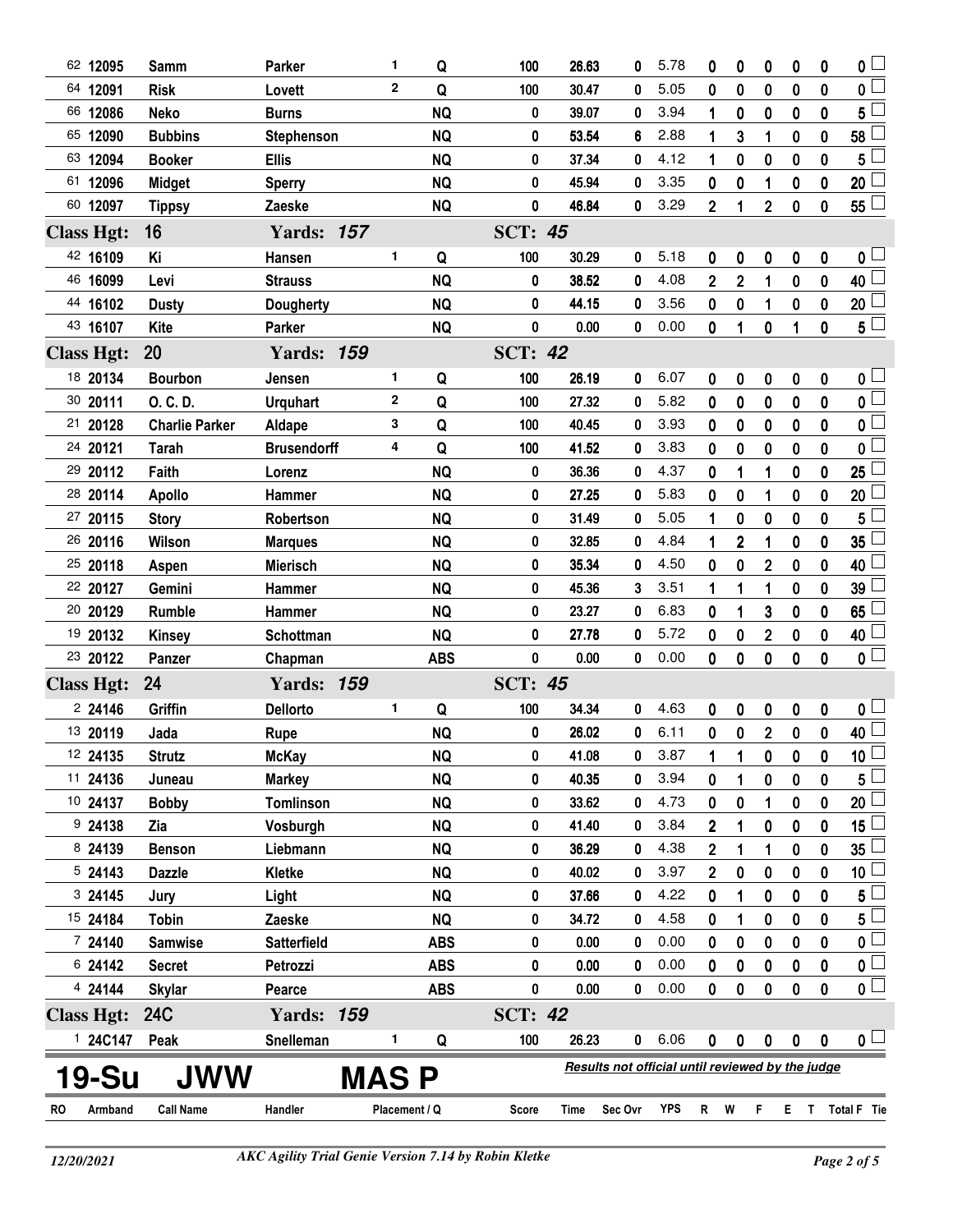| RO | Armband | Call Name | Handler | Placement | Q | Score | Time | Sec Ovr | YPS | R | W | F | E | T | Total F | Tie |
|---|---|---|---|---|---|---|---|---|---|---|---|---|---|---|---|---|
| 62 | 12095 | Samm | Parker | 1 | Q | 100 | 26.63 | 0 | 5.78 | 0 | 0 | 0 | 0 | 0 | 0 | |
| 64 | 12091 | Risk | Lovett | 2 | Q | 100 | 30.47 | 0 | 5.05 | 0 | 0 | 0 | 0 | 0 | 0 | |
| 66 | 12086 | Neko | Burns | | NQ | 0 | 39.07 | 0 | 3.94 | 1 | 0 | 0 | 0 | 0 | 5 | |
| 65 | 12090 | Bubbins | Stephenson | | NQ | 0 | 53.54 | 6 | 2.88 | 1 | 3 | 1 | 0 | 0 | 58 | |
| 63 | 12094 | Booker | Ellis | | NQ | 0 | 37.34 | 0 | 4.12 | 1 | 0 | 0 | 0 | 0 | 5 | |
| 61 | 12096 | Midget | Sperry | | NQ | 0 | 45.94 | 0 | 3.35 | 0 | 0 | 1 | 0 | 0 | 20 | |
| 60 | 12097 | Tippsy | Zaeske | | NQ | 0 | 46.84 | 0 | 3.29 | 2 | 1 | 2 | 0 | 0 | 55 | |
| **Class Hgt: 16** | | | **Yards: 157** | | | **SCT: 45** | | | | | | | | | | |
| 42 | 16109 | Ki | Hansen | 1 | Q | 100 | 30.29 | 0 | 5.18 | 0 | 0 | 0 | 0 | 0 | 0 | |
| 46 | 16099 | Levi | Strauss | | NQ | 0 | 38.52 | 0 | 4.08 | 2 | 2 | 1 | 0 | 0 | 40 | |
| 44 | 16102 | Dusty | Dougherty | | NQ | 0 | 44.15 | 0 | 3.56 | 0 | 0 | 1 | 0 | 0 | 20 | |
| 43 | 16107 | Kite | Parker | | NQ | 0 | 0.00 | 0 | 0.00 | 0 | 1 | 0 | 1 | 0 | 5 | |
| **Class Hgt: 20** | | | **Yards: 159** | | | **SCT: 42** | | | | | | | | | | |
| 18 | 20134 | Bourbon | Jensen | 1 | Q | 100 | 26.19 | 0 | 6.07 | 0 | 0 | 0 | 0 | 0 | 0 | |
| 30 | 20111 | O. C. D. | Urquhart | 2 | Q | 100 | 27.32 | 0 | 5.82 | 0 | 0 | 0 | 0 | 0 | 0 | |
| 21 | 20128 | Charlie Parker | Aldape | 3 | Q | 100 | 40.45 | 0 | 3.93 | 0 | 0 | 0 | 0 | 0 | 0 | |
| 24 | 20121 | Tarah | Brusendorff | 4 | Q | 100 | 41.52 | 0 | 3.83 | 0 | 0 | 0 | 0 | 0 | 0 | |
| 29 | 20112 | Faith | Lorenz | | NQ | 0 | 36.36 | 0 | 4.37 | 0 | 1 | 1 | 0 | 0 | 25 | |
| 28 | 20114 | Apollo | Hammer | | NQ | 0 | 27.25 | 0 | 5.83 | 0 | 0 | 1 | 0 | 0 | 20 | |
| 27 | 20115 | Story | Robertson | | NQ | 0 | 31.49 | 0 | 5.05 | 1 | 0 | 0 | 0 | 0 | 5 | |
| 26 | 20116 | Wilson | Marques | | NQ | 0 | 32.85 | 0 | 4.84 | 1 | 2 | 1 | 0 | 0 | 35 | |
| 25 | 20118 | Aspen | Mierisch | | NQ | 0 | 35.34 | 0 | 4.50 | 0 | 0 | 2 | 0 | 0 | 40 | |
| 22 | 20127 | Gemini | Hammer | | NQ | 0 | 45.36 | 3 | 3.51 | 1 | 1 | 1 | 0 | 0 | 39 | |
| 20 | 20129 | Rumble | Hammer | | NQ | 0 | 23.27 | 0 | 6.83 | 0 | 1 | 3 | 0 | 0 | 65 | |
| 19 | 20132 | Kinsey | Schottman | | NQ | 0 | 27.78 | 0 | 5.72 | 0 | 0 | 2 | 0 | 0 | 40 | |
| 23 | 20122 | Panzer | Chapman | | ABS | 0 | 0.00 | 0 | 0.00 | 0 | 0 | 0 | 0 | 0 | 0 | |
| **Class Hgt: 24** | | | **Yards: 159** | | | **SCT: 45** | | | | | | | | | | |
| 2 | 24146 | Griffin | Dellorto | 1 | Q | 100 | 34.34 | 0 | 4.63 | 0 | 0 | 0 | 0 | 0 | 0 | |
| 13 | 20119 | Jada | Rupe | | NQ | 0 | 26.02 | 0 | 6.11 | 0 | 0 | 2 | 0 | 0 | 40 | |
| 12 | 24135 | Strutz | McKay | | NQ | 0 | 41.08 | 0 | 3.87 | 1 | 1 | 0 | 0 | 0 | 10 | |
| 11 | 24136 | Juneau | Markey | | NQ | 0 | 40.35 | 0 | 3.94 | 0 | 1 | 0 | 0 | 0 | 5 | |
| 10 | 24137 | Bobby | Tomlinson | | NQ | 0 | 33.62 | 0 | 4.73 | 0 | 0 | 1 | 0 | 0 | 20 | |
| 9 | 24138 | Zia | Vosburgh | | NQ | 0 | 41.40 | 0 | 3.84 | 2 | 1 | 0 | 0 | 0 | 15 | |
| 8 | 24139 | Benson | Liebmann | | NQ | 0 | 36.29 | 0 | 4.38 | 2 | 1 | 1 | 0 | 0 | 35 | |
| 5 | 24143 | Dazzle | Kletke | | NQ | 0 | 40.02 | 0 | 3.97 | 2 | 0 | 0 | 0 | 0 | 10 | |
| 3 | 24145 | Jury | Light | | NQ | 0 | 37.66 | 0 | 4.22 | 0 | 1 | 0 | 0 | 0 | 5 | |
| 15 | 24184 | Tobin | Zaeske | | NQ | 0 | 34.72 | 0 | 4.58 | 0 | 1 | 0 | 0 | 0 | 5 | |
| 7 | 24140 | Samwise | Satterfield | | ABS | 0 | 0.00 | 0 | 0.00 | 0 | 0 | 0 | 0 | 0 | 0 | |
| 6 | 24142 | Secret | Petrozzi | | ABS | 0 | 0.00 | 0 | 0.00 | 0 | 0 | 0 | 0 | 0 | 0 | |
| 4 | 24144 | Skylar | Pearce | | ABS | 0 | 0.00 | 0 | 0.00 | 0 | 0 | 0 | 0 | 0 | 0 | |
| **Class Hgt: 24C** | | | **Yards: 159** | | | **SCT: 42** | | | | | | | | | | |
| 1 | 24C147 | Peak | Snelleman | 1 | Q | 100 | 26.23 | 0 | 6.06 | 0 | 0 | 0 | 0 | 0 | 0 | |

**19-Su JWW MAS P**

*Results not official until reviewed by the judge*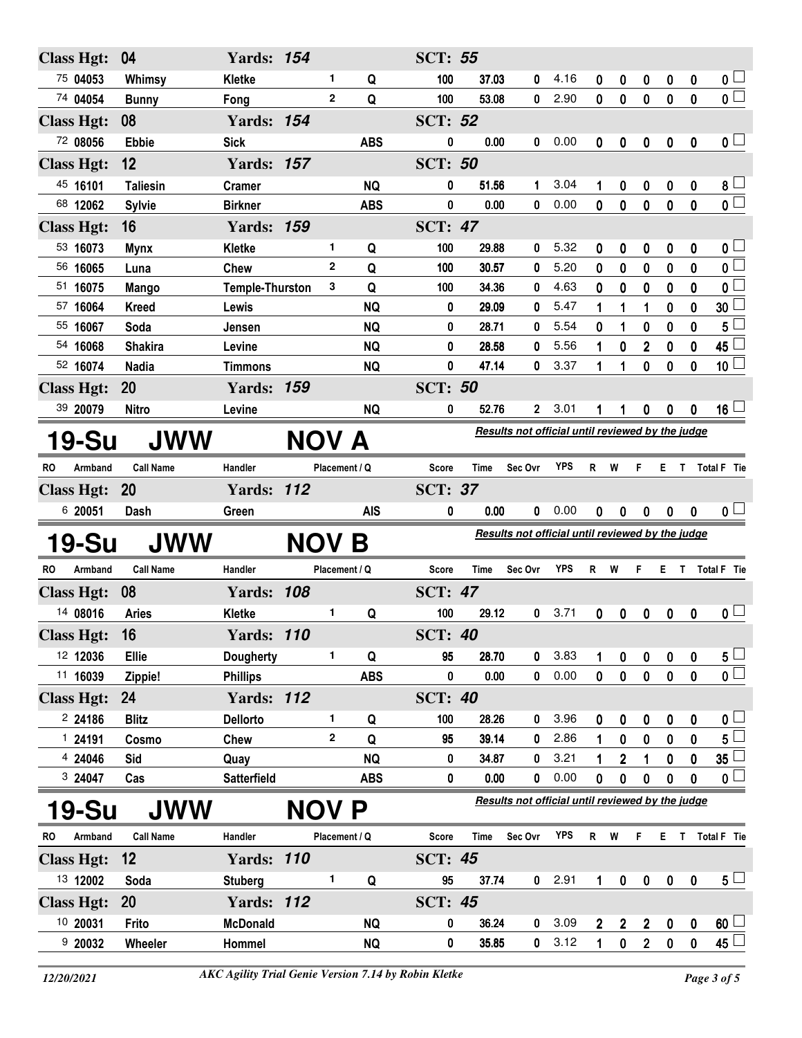| RO | Armband | Call Name | Handler | Placement | Q | Score | Time | Sec Ovr | YPS | R | W | F | E | T | Total F | Tie |
|---|---|---|---|---|---|---|---|---|---|---|---|---|---|---|---|---|
| **Class Hgt: 04** | | | **Yards: 154** | | | **SCT: 55** | | | | | | | | | | |
| 75 | 04053 | Whimsy | Kletke | 1 | Q | 100 | 37.03 | 0 | 4.16 | 0 | 0 | 0 | 0 | 0 | 0 | |
| 74 | 04054 | Bunny | Fong | 2 | Q | 100 | 53.08 | 0 | 2.90 | 0 | 0 | 0 | 0 | 0 | 0 | |
| **Class Hgt: 08** | | | **Yards: 154** | | | **SCT: 52** | | | | | | | | | | |
| 72 | 08056 | Ebbie | Sick | | ABS | 0 | 0.00 | 0 | 0.00 | 0 | 0 | 0 | 0 | 0 | 0 | |
| **Class Hgt: 12** | | | **Yards: 157** | | | **SCT: 50** | | | | | | | | | | |
| 45 | 16101 | Taliesin | Cramer | | NQ | 0 | 51.56 | 1 | 3.04 | 1 | 0 | 0 | 0 | 0 | 8 | |
| 68 | 12062 | Sylvie | Birkner | | ABS | 0 | 0.00 | 0 | 0.00 | 0 | 0 | 0 | 0 | 0 | 0 | |
| **Class Hgt: 16** | | | **Yards: 159** | | | **SCT: 47** | | | | | | | | | | |
| 53 | 16073 | Mynx | Kletke | 1 | Q | 100 | 29.88 | 0 | 5.32 | 0 | 0 | 0 | 0 | 0 | 0 | |
| 56 | 16065 | Luna | Chew | 2 | Q | 100 | 30.57 | 0 | 5.20 | 0 | 0 | 0 | 0 | 0 | 0 | |
| 51 | 16075 | Mango | Temple-Thurston | 3 | Q | 100 | 34.36 | 0 | 4.63 | 0 | 0 | 0 | 0 | 0 | 0 | |
| 57 | 16064 | Kreed | Lewis | | NQ | 0 | 29.09 | 0 | 5.47 | 1 | 1 | 1 | 0 | 0 | 30 | |
| 55 | 16067 | Soda | Jensen | | NQ | 0 | 28.71 | 0 | 5.54 | 0 | 1 | 0 | 0 | 0 | 5 | |
| 54 | 16068 | Shakira | Levine | | NQ | 0 | 28.58 | 0 | 5.56 | 1 | 0 | 2 | 0 | 0 | 45 | |
| 52 | 16074 | Nadia | Timmons | | NQ | 0 | 47.14 | 0 | 3.37 | 1 | 1 | 0 | 0 | 0 | 10 | |
| **Class Hgt: 20** | | | **Yards: 159** | | | **SCT: 50** | | | | | | | | | | |
| 39 | 20079 | Nitro | Levine | | NQ | 0 | 52.76 | 2 | 3.01 | 1 | 1 | 0 | 0 | 0 | 16 | |

## 19-Su JWW NOV A

*Results not official until reviewed by the judge*

| RO | Armband | Call Name | Handler | Placement | Q | Score | Time | Sec Ovr | YPS | R | W | F | E | T | Total F | Tie |
|---|---|---|---|---|---|---|---|---|---|---|---|---|---|---|---|---|
| **Class Hgt: 20** | | | **Yards: 112** | | | **SCT: 37** | | | | | | | | | | |
| 6 | 20051 | Dash | Green | | AIS | 0 | 0.00 | 0 | 0.00 | 0 | 0 | 0 | 0 | 0 | 0 | |

## 19-Su JWW NOV B

*Results not official until reviewed by the judge*

| RO | Armband | Call Name | Handler | Placement | Q | Score | Time | Sec Ovr | YPS | R | W | F | E | T | Total F | Tie |
|---|---|---|---|---|---|---|---|---|---|---|---|---|---|---|---|---|
| **Class Hgt: 08** | | | **Yards: 108** | | | **SCT: 47** | | | | | | | | | | |
| 14 | 08016 | Aries | Kletke | 1 | Q | 100 | 29.12 | 0 | 3.71 | 0 | 0 | 0 | 0 | 0 | 0 | |
| **Class Hgt: 16** | | | **Yards: 110** | | | **SCT: 40** | | | | | | | | | | |
| 12 | 12036 | Ellie | Dougherty | 1 | Q | 95 | 28.70 | 0 | 3.83 | 1 | 0 | 0 | 0 | 0 | 5 | |
| 11 | 16039 | Zippie! | Phillips | | ABS | 0 | 0.00 | 0 | 0.00 | 0 | 0 | 0 | 0 | 0 | 0 | |
| **Class Hgt: 24** | | | **Yards: 112** | | | **SCT: 40** | | | | | | | | | | |
| 2 | 24186 | Blitz | Dellorto | 1 | Q | 100 | 28.26 | 0 | 3.96 | 0 | 0 | 0 | 0 | 0 | 0 | |
| 1 | 24191 | Cosmo | Chew | 2 | Q | 95 | 39.14 | 0 | 2.86 | 1 | 0 | 0 | 0 | 0 | 5 | |
| 4 | 24046 | Sid | Quay | | NQ | 0 | 34.87 | 0 | 3.21 | 1 | 2 | 1 | 0 | 0 | 35 | |
| 3 | 24047 | Cas | Satterfield | | ABS | 0 | 0.00 | 0 | 0.00 | 0 | 0 | 0 | 0 | 0 | 0 | |

## 19-Su JWW NOV P

*Results not official until reviewed by the judge*

| RO | Armband | Call Name | Handler | Placement | Q | Score | Time | Sec Ovr | YPS | R | W | F | E | T | Total F | Tie |
|---|---|---|---|---|---|---|---|---|---|---|---|---|---|---|---|---|
| **Class Hgt: 12** | | | **Yards: 110** | | | **SCT: 45** | | | | | | | | | | |
| 13 | 12002 | Soda | Stuberg | 1 | Q | 95 | 37.74 | 0 | 2.91 | 1 | 0 | 0 | 0 | 0 | 5 | |
| **Class Hgt: 20** | | | **Yards: 112** | | | **SCT: 45** | | | | | | | | | | |
| 10 | 20031 | Frito | McDonald | | NQ | 0 | 36.24 | 0 | 3.09 | 2 | 2 | 2 | 0 | 0 | 60 | |
| 9 | 20032 | Wheeler | Hommel | | NQ | 0 | 35.85 | 0 | 3.12 | 1 | 0 | 2 | 0 | 0 | 45 | |

*12/20/2021* — *AKC Agility Trial Genie Version 7.14 by Robin Kletke*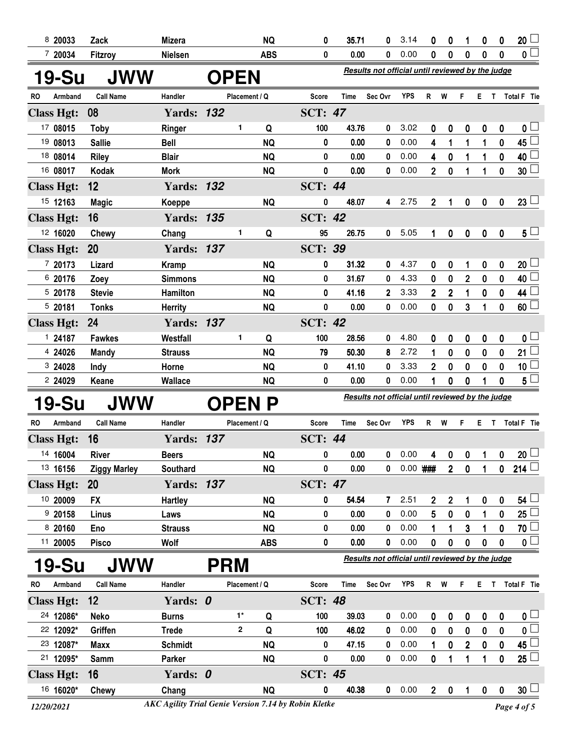| RO | Armband | Call Name | Handler | Placement / Q | | Score | Time | Sec Ovr | YPS | R | W | F | E | T | Total F | Tie |
|---|---|---|---|---|---|---|---|---|---|---|---|---|---|---|---|---|
| 8 | 20033 | Zack | Mizera | | NQ | 0 | 35.71 | 0 | 3.14 | 0 | 0 | 1 | 0 | 0 | 20 | |
| 7 | 20034 | Fitzroy | Nielsen | | ABS | 0 | 0.00 | 0 | 0.00 | 0 | 0 | 0 | 0 | 0 | 0 | |

## 19-Su JWW OPEN

*Results not official until reviewed by the judge*

| RO | Armband | Call Name | Handler | Placement / Q | | Score | Time | Sec Ovr | YPS | R | W | F | E | T | Total F | Tie |
|---|---|---|---|---|---|---|---|---|---|---|---|---|---|---|---|---|
| **Class Hgt: 08** | | | **Yards: 132** | | | **SCT: 47** | | | | | | | | | | |
| 17 | 08015 | Toby | Ringer | 1 | Q | 100 | 43.76 | 0 | 3.02 | 0 | 0 | 0 | 0 | 0 | 0 | |
| 19 | 08013 | Sallie | Bell | | NQ | 0 | 0.00 | 0 | 0.00 | 4 | 1 | 1 | 1 | 0 | 45 | |
| 18 | 08014 | Riley | Blair | | NQ | 0 | 0.00 | 0 | 0.00 | 4 | 0 | 1 | 1 | 0 | 40 | |
| 16 | 08017 | Kodak | Mork | | NQ | 0 | 0.00 | 0 | 0.00 | 2 | 0 | 1 | 1 | 0 | 30 | |
| **Class Hgt: 12** | | | **Yards: 132** | | | **SCT: 44** | | | | | | | | | | |
| 15 | 12163 | Magic | Koeppe | | NQ | 0 | 48.07 | 4 | 2.75 | 2 | 1 | 0 | 0 | 0 | 23 | |
| **Class Hgt: 16** | | | **Yards: 135** | | | **SCT: 42** | | | | | | | | | | |
| 12 | 16020 | Chewy | Chang | 1 | Q | 95 | 26.75 | 0 | 5.05 | 1 | 0 | 0 | 0 | 0 | 5 | |
| **Class Hgt: 20** | | | **Yards: 137** | | | **SCT: 39** | | | | | | | | | | |
| 7 | 20173 | Lizard | Kramp | | NQ | 0 | 31.32 | 0 | 4.37 | 0 | 0 | 1 | 0 | 0 | 20 | |
| 6 | 20176 | Zoey | Simmons | | NQ | 0 | 31.67 | 0 | 4.33 | 0 | 0 | 2 | 0 | 0 | 40 | |
| 5 | 20178 | Stevie | Hamilton | | NQ | 0 | 41.16 | 2 | 3.33 | 2 | 2 | 1 | 0 | 0 | 44 | |
| 5 | 20181 | Tonks | Herrity | | NQ | 0 | 0.00 | 0 | 0.00 | 0 | 0 | 3 | 1 | 0 | 60 | |
| **Class Hgt: 24** | | | **Yards: 137** | | | **SCT: 42** | | | | | | | | | | |
| 1 | 24187 | Fawkes | Westfall | 1 | Q | 100 | 28.56 | 0 | 4.80 | 0 | 0 | 0 | 0 | 0 | 0 | |
| 4 | 24026 | Mandy | Strauss | | NQ | 79 | 50.30 | 8 | 2.72 | 1 | 0 | 0 | 0 | 0 | 21 | |
| 3 | 24028 | Indy | Horne | | NQ | 0 | 41.10 | 0 | 3.33 | 2 | 0 | 0 | 0 | 0 | 10 | |
| 2 | 24029 | Keane | Wallace | | NQ | 0 | 0.00 | 0 | 0.00 | 1 | 0 | 0 | 1 | 0 | 5 | |

## 19-Su JWW OPEN P

*Results not official until reviewed by the judge*

| RO | Armband | Call Name | Handler | Placement / Q | | Score | Time | Sec Ovr | YPS | R | W | F | E | T | Total F | Tie |
|---|---|---|---|---|---|---|---|---|---|---|---|---|---|---|---|---|
| **Class Hgt: 16** | | | **Yards: 137** | | | **SCT: 44** | | | | | | | | | | |
| 14 | 16004 | River | Beers | | NQ | 0 | 0.00 | 0 | 0.00 | 4 | 0 | 0 | 1 | 0 | 20 | |
| 13 | 16156 | Ziggy Marley | Southard | | NQ | 0 | 0.00 | 0 | 0.00 | ### | 2 | 0 | 1 | 0 | 214 | |
| **Class Hgt: 20** | | | **Yards: 137** | | | **SCT: 47** | | | | | | | | | | |
| 10 | 20009 | FX | Hartley | | NQ | 0 | 54.54 | 7 | 2.51 | 2 | 2 | 1 | 0 | 0 | 54 | |
| 9 | 20158 | Linus | Laws | | NQ | 0 | 0.00 | 0 | 0.00 | 5 | 0 | 0 | 1 | 0 | 25 | |
| 8 | 20160 | Eno | Strauss | | NQ | 0 | 0.00 | 0 | 0.00 | 1 | 1 | 3 | 1 | 0 | 70 | |
| 11 | 20005 | Pisco | Wolf | | ABS | 0 | 0.00 | 0 | 0.00 | 0 | 0 | 0 | 0 | 0 | 0 | |

## 19-Su JWW PRM

*Results not official until reviewed by the judge*

| RO | Armband | Call Name | Handler | Placement / Q | | Score | Time | Sec Ovr | YPS | R | W | F | E | T | Total F | Tie |
|---|---|---|---|---|---|---|---|---|---|---|---|---|---|---|---|---|
| **Class Hgt: 12** | | | **Yards: 0** | | | **SCT: 48** | | | | | | | | | | |
| 24 | 12086* | Neko | Burns | 1* | Q | 100 | 39.03 | 0 | 0.00 | 0 | 0 | 0 | 0 | 0 | 0 | |
| 22 | 12092* | Griffen | Trede | 2 | Q | 100 | 46.02 | 0 | 0.00 | 0 | 0 | 0 | 0 | 0 | 0 | |
| 23 | 12087* | Maxx | Schmidt | | NQ | 0 | 47.15 | 0 | 0.00 | 1 | 0 | 2 | 0 | 0 | 45 | |
| 21 | 12095* | Samm | Parker | | NQ | 0 | 0.00 | 0 | 0.00 | 0 | 1 | 1 | 1 | 0 | 25 | |
| **Class Hgt: 16** | | | **Yards: 0** | | | **SCT: 45** | | | | | | | | | | |
| 16 | 16020* | Chewy | Chang | | NQ | 0 | 40.38 | 0 | 0.00 | 2 | 0 | 1 | 0 | 0 | 30 | |

12/20/2021 — *AKC Agility Trial Genie Version 7.14 by Robin Kletke*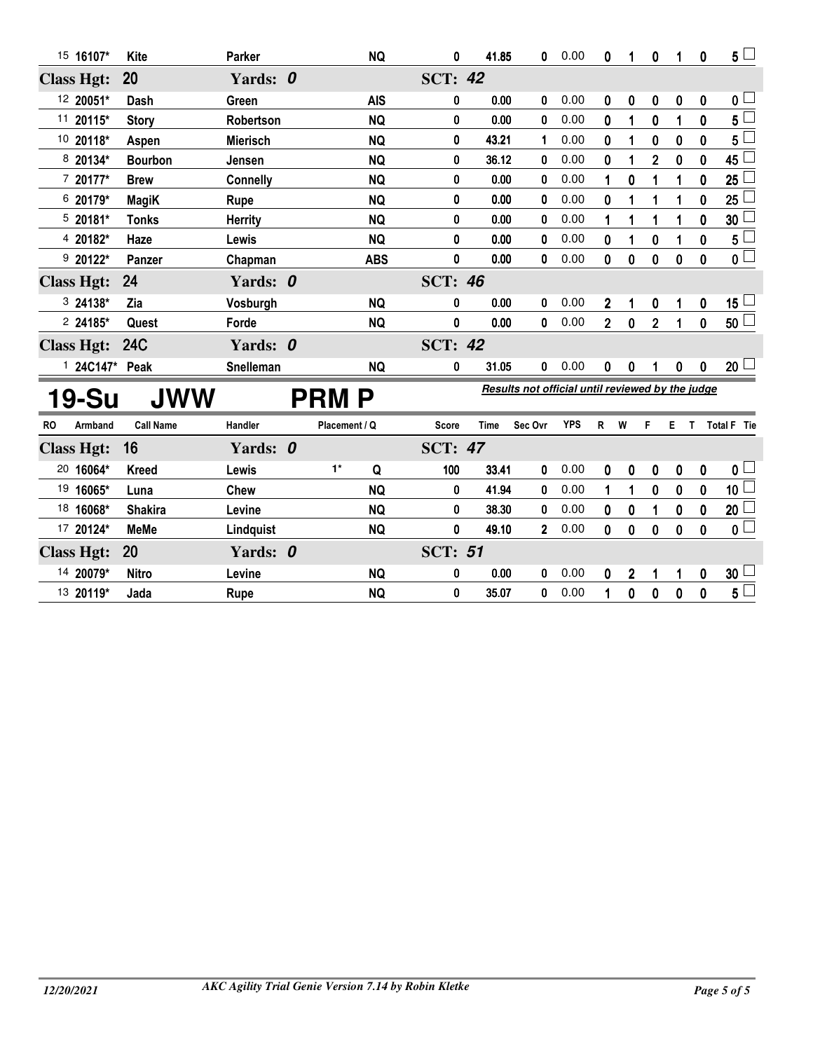| RO | Armband | Call Name | Handler | Placement / Q | | Score | Time | Sec Ovr | YPS | R | W | F | E | T | Total F | Tie |
|---|---|---|---|---|---|---|---|---|---|---|---|---|---|---|---|---|
| 15 | 16107* | Kite | Parker | | NQ | 0 | 41.85 | 0 | 0.00 | 0 | 1 | 0 | 1 | 0 | 5 | ☐ |
| **Class Hgt: 20** | | | **Yards: 0** | | | **SCT: 42** | | | | | | | | | | |
| 12 | 20051* | Dash | Green | | AIS | 0 | 0.00 | 0 | 0.00 | 0 | 0 | 0 | 0 | 0 | 0 | ☐ |
| 11 | 20115* | Story | Robertson | | NQ | 0 | 0.00 | 0 | 0.00 | 0 | 1 | 0 | 1 | 0 | 5 | ☐ |
| 10 | 20118* | Aspen | Mierisch | | NQ | 0 | 43.21 | 1 | 0.00 | 0 | 1 | 0 | 0 | 0 | 5 | ☐ |
| 8 | 20134* | Bourbon | Jensen | | NQ | 0 | 36.12 | 0 | 0.00 | 0 | 1 | 2 | 0 | 0 | 45 | ☐ |
| 7 | 20177* | Brew | Connelly | | NQ | 0 | 0.00 | 0 | 0.00 | 1 | 0 | 1 | 1 | 0 | 25 | ☐ |
| 6 | 20179* | MagiK | Rupe | | NQ | 0 | 0.00 | 0 | 0.00 | 0 | 1 | 1 | 1 | 0 | 25 | ☐ |
| 5 | 20181* | Tonks | Herrity | | NQ | 0 | 0.00 | 0 | 0.00 | 1 | 1 | 1 | 1 | 0 | 30 | ☐ |
| 4 | 20182* | Haze | Lewis | | NQ | 0 | 0.00 | 0 | 0.00 | 0 | 1 | 0 | 1 | 0 | 5 | ☐ |
| 9 | 20122* | Panzer | Chapman | | ABS | 0 | 0.00 | 0 | 0.00 | 0 | 0 | 0 | 0 | 0 | 0 | ☐ |
| **Class Hgt: 24** | | | **Yards: 0** | | | **SCT: 46** | | | | | | | | | | |
| 3 | 24138* | Zia | Vosburgh | | NQ | 0 | 0.00 | 0 | 0.00 | 2 | 1 | 0 | 1 | 0 | 15 | ☐ |
| 2 | 24185* | Quest | Forde | | NQ | 0 | 0.00 | 0 | 0.00 | 2 | 0 | 2 | 1 | 0 | 50 | ☐ |
| **Class Hgt: 24C** | | | **Yards: 0** | | | **SCT: 42** | | | | | | | | | | |
| 1 | 24C147* | Peak | Snelleman | | NQ | 0 | 31.05 | 0 | 0.00 | 0 | 0 | 1 | 0 | 0 | 20 | ☐ |

## 19-Su JWW PRM P

*Results not official until reviewed by the judge*

| RO | Armband | Call Name | Handler | Placement / Q | | Score | Time | Sec Ovr | YPS | R | W | F | E | T | Total F | Tie |
|---|---|---|---|---|---|---|---|---|---|---|---|---|---|---|---|---|
| **Class Hgt: 16** | | | **Yards: 0** | | | **SCT: 47** | | | | | | | | | | |
| 20 | 16064* | Kreed | Lewis | 1* | Q | 100 | 33.41 | 0 | 0.00 | 0 | 0 | 0 | 0 | 0 | 0 | ☐ |
| 19 | 16065* | Luna | Chew | | NQ | 0 | 41.94 | 0 | 0.00 | 1 | 1 | 0 | 0 | 0 | 10 | ☐ |
| 18 | 16068* | Shakira | Levine | | NQ | 0 | 38.30 | 0 | 0.00 | 0 | 0 | 1 | 0 | 0 | 20 | ☐ |
| 17 | 20124* | MeMe | Lindquist | | NQ | 0 | 49.10 | 2 | 0.00 | 0 | 0 | 0 | 0 | 0 | 0 | ☐ |
| **Class Hgt: 20** | | | **Yards: 0** | | | **SCT: 51** | | | | | | | | | | |
| 14 | 20079* | Nitro | Levine | | NQ | 0 | 0.00 | 0 | 0.00 | 0 | 2 | 1 | 1 | 0 | 30 | ☐ |
| 13 | 20119* | Jada | Rupe | | NQ | 0 | 35.07 | 0 | 0.00 | 1 | 0 | 0 | 0 | 0 | 5 | ☐ |